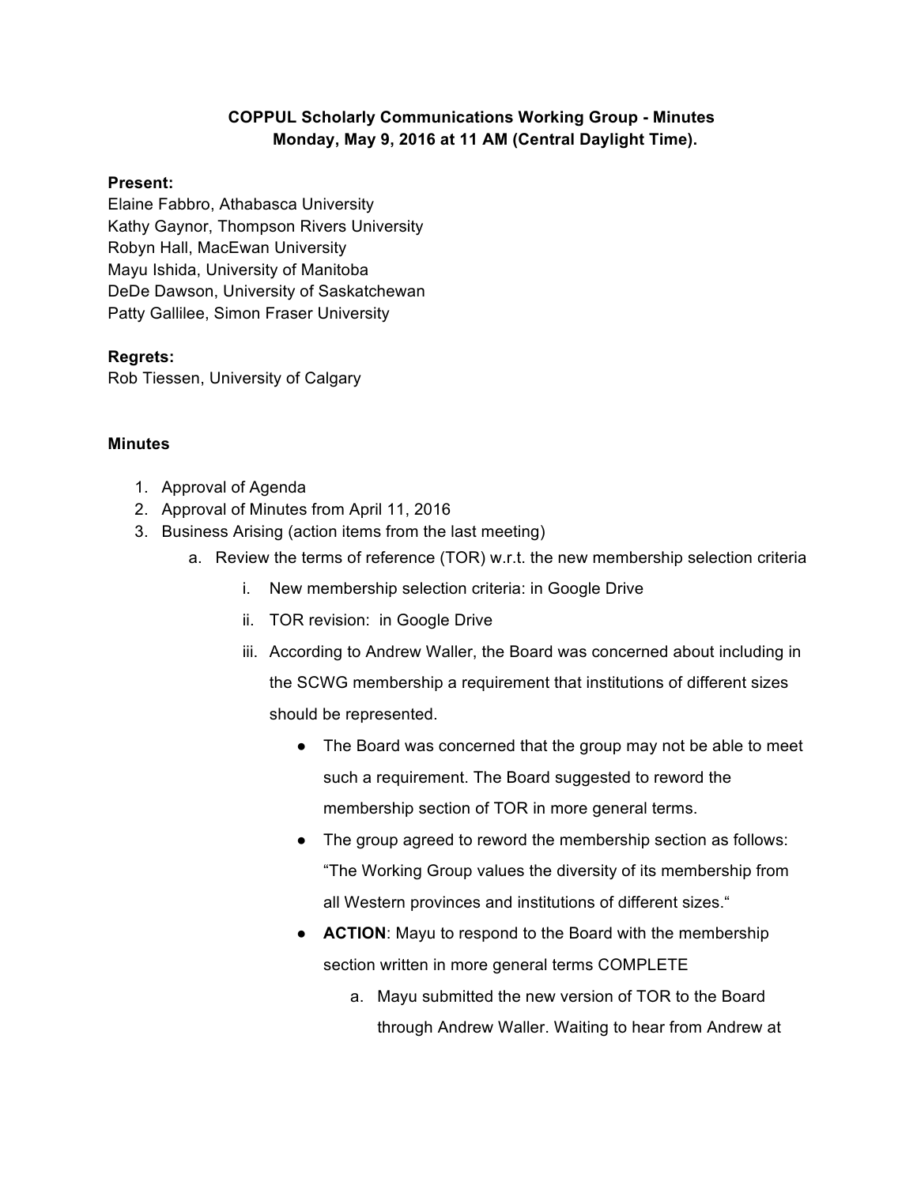**COPPUL Scholarly Communications Working Group - Minutes**
**Monday, May 9, 2016 at 11 AM (Central Daylight Time).**

**Present:**
Elaine Fabbro, Athabasca University
Kathy Gaynor, Thompson Rivers University
Robyn Hall, MacEwan University
Mayu Ishida, University of Manitoba
DeDe Dawson, University of Saskatchewan
Patty Gallilee, Simon Fraser University

**Regrets:**
Rob Tiessen, University of Calgary

**Minutes**

1. Approval of Agenda
2. Approval of Minutes from April 11, 2016
3. Business Arising (action items from the last meeting)
    a. Review the terms of reference (TOR) w.r.t. the new membership selection criteria
        i. New membership selection criteria: in Google Drive
        ii. TOR revision: in Google Drive
        iii. According to Andrew Waller, the Board was concerned about including in the SCWG membership a requirement that institutions of different sizes should be represented.
            - The Board was concerned that the group may not be able to meet such a requirement. The Board suggested to reword the membership section of TOR in more general terms.
            - The group agreed to reword the membership section as follows: "The Working Group values the diversity of its membership from all Western provinces and institutions of different sizes."
            - **ACTION**: Mayu to respond to the Board with the membership section written in more general terms COMPLETE
                a. Mayu submitted the new version of TOR to the Board through Andrew Waller. Waiting to hear from Andrew at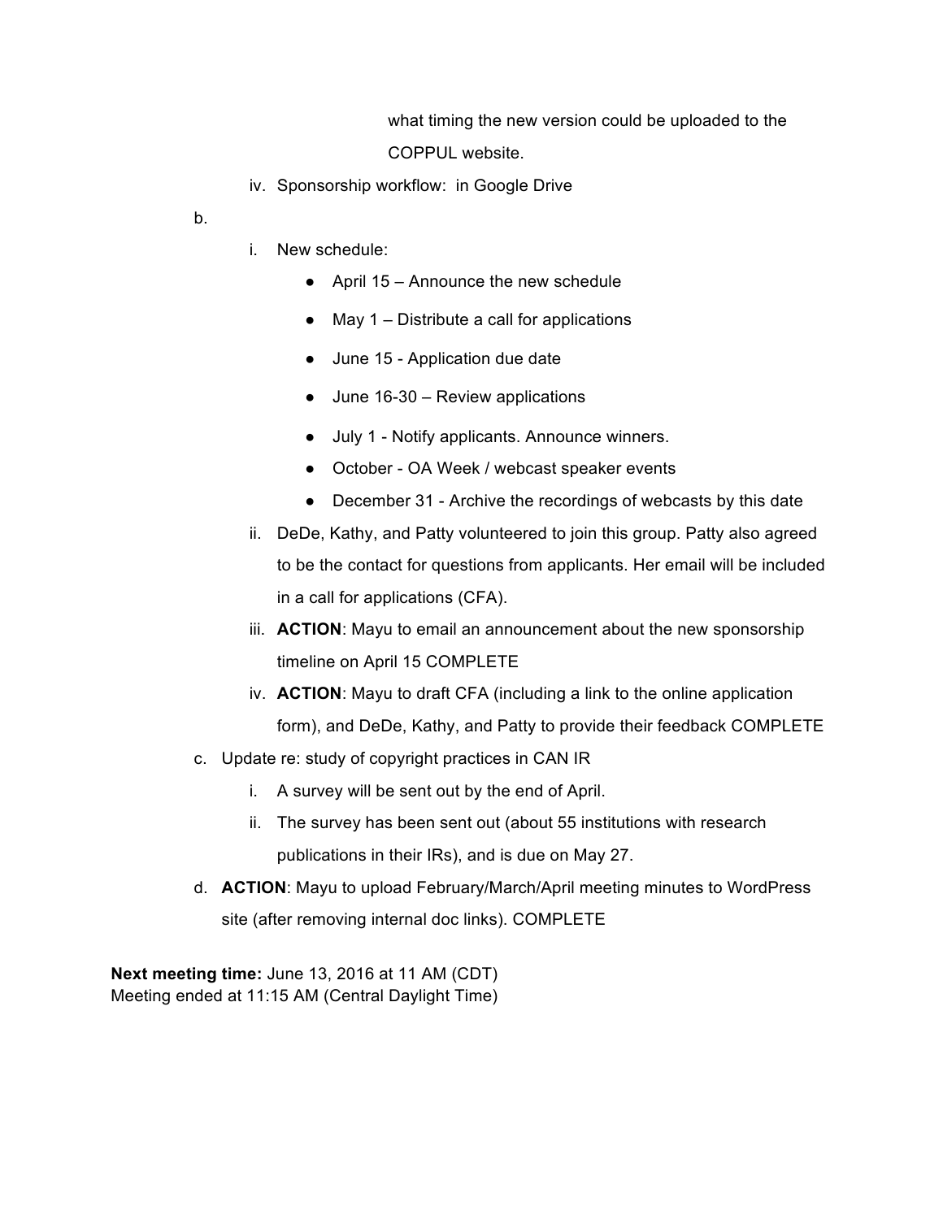what timing the new version could be uploaded to the COPPUL website.

   iv. Sponsorship workflow:  in Google Drive

b.

   i. New schedule:
      - April 15 – Announce the new schedule
      - May 1 – Distribute a call for applications
      - June 15 - Application due date
      - June 16-30 – Review applications
      - July 1 - Notify applicants. Announce winners.
      - October - OA Week / webcast speaker events
      - December 31 - Archive the recordings of webcasts by this date

   ii. DeDe, Kathy, and Patty volunteered to join this group. Patty also agreed to be the contact for questions from applicants. Her email will be included in a call for applications (CFA).

   iii. **ACTION**: Mayu to email an announcement about the new sponsorship timeline on April 15 COMPLETE

   iv. **ACTION**: Mayu to draft CFA (including a link to the online application form), and DeDe, Kathy, and Patty to provide their feedback COMPLETE

c. Update re: study of copyright practices in CAN IR

   i. A survey will be sent out by the end of April.

   ii. The survey has been sent out (about 55 institutions with research publications in their IRs), and is due on May 27.

d. **ACTION**: Mayu to upload February/March/April meeting minutes to WordPress site (after removing internal doc links). COMPLETE

**Next meeting time:** June 13, 2016 at 11 AM (CDT)
Meeting ended at 11:15 AM (Central Daylight Time)